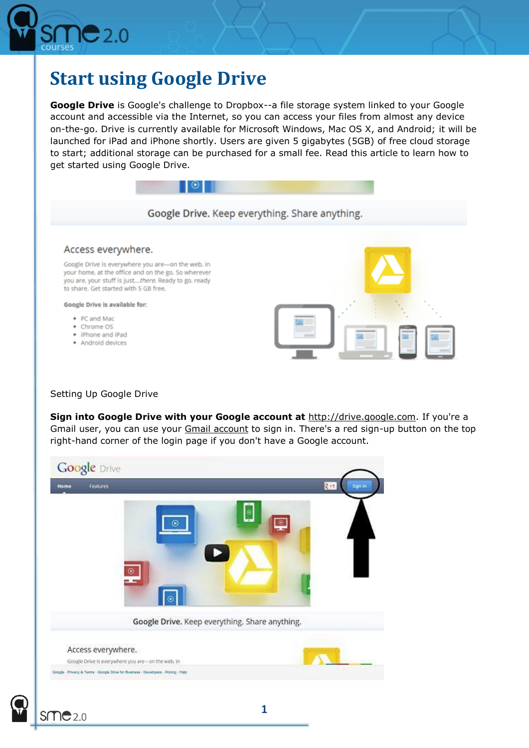# Start using Google Drive

**Google Drive** is Google's challenge to Dropbox--a file storage system linked to your Google account and accessible via the Internet, so you can access your files from almost any device on-the-go. Drive is currently available for Microsoft Windows, Mac OS X, and Android; it will be launched for iPad and iPhone shortly. Users are given 5 gigabytes (5GB) of free cloud storage to start; additional storage can be purchased for a small fee. Read this article to learn how to get started using Google Drive.

Setting Up Google Drive

**Sign into Google Drive with your Google account at** http://drive.google.com. If you're a Gmail user, you can use your Gmail account to sign in. There's a red sign-up button on the top right-hand corner of the login page if you don't have a Google account.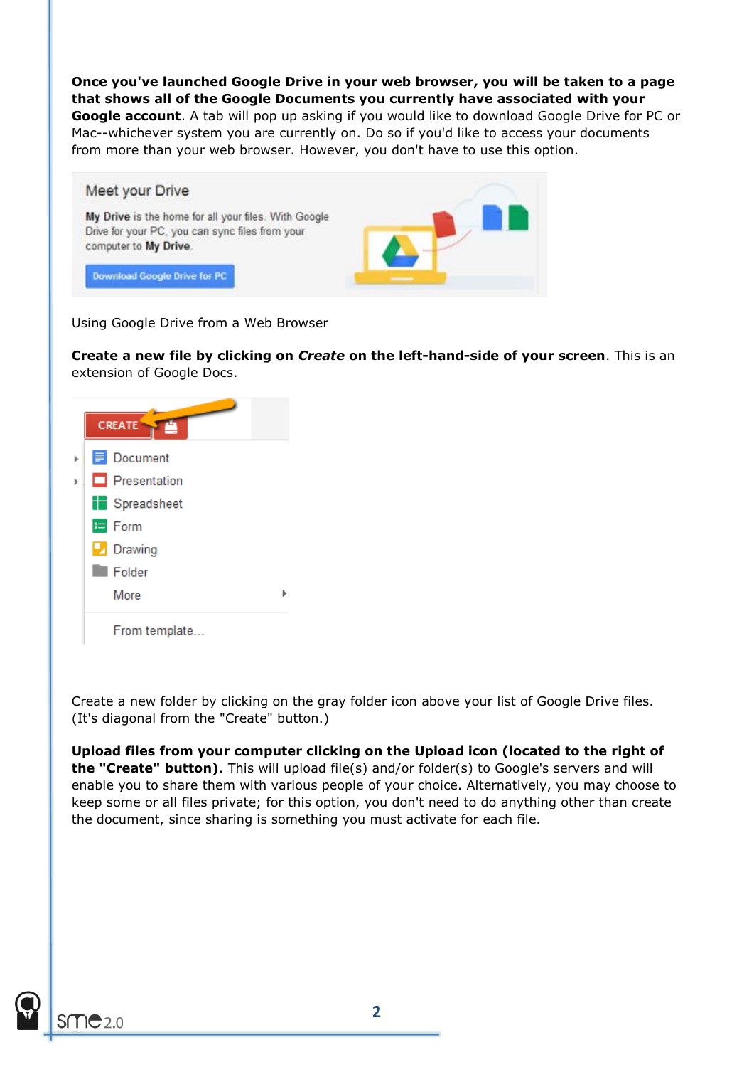**Once you've launched Google Drive in your web browser, you will be taken to a page that shows all of the Google Documents you currently have associated with your Google account**. A tab will pop up asking if you would like to download Google Drive for PC or Mac--whichever system you are currently on. Do so if you'd like to access your documents from more than your web browser. However, you don't have to use this option.

Using Google Drive from a Web Browser

**Create a new file by clicking on *Create* on the left-hand-side of your screen**. This is an extension of Google Docs.

Create a new folder by clicking on the gray folder icon above your list of Google Drive files. (It's diagonal from the "Create" button.)

**Upload files from your computer clicking on the Upload icon (located to the right of the "Create" button)**. This will upload file(s) and/or folder(s) to Google's servers and will enable you to share them with various people of your choice. Alternatively, you may choose to keep some or all files private; for this option, you don't need to do anything other than create the document, since sharing is something you must activate for each file.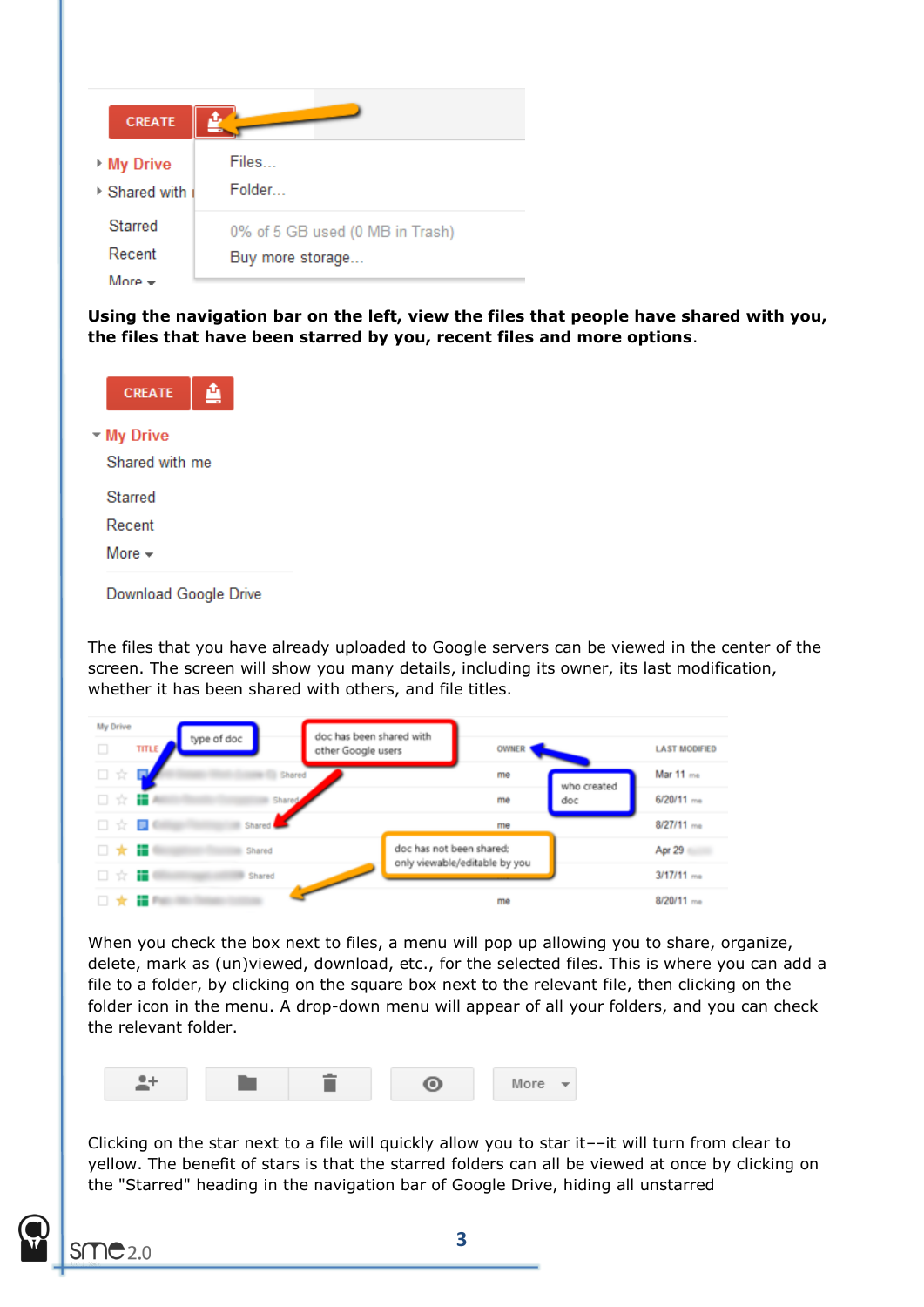**Using the navigation bar on the left, view the files that people have shared with you, the files that have been starred by you, recent files and more options**.

The files that you have already uploaded to Google servers can be viewed in the center of the screen. The screen will show you many details, including its owner, its last modification, whether it has been shared with others, and file titles.

When you check the box next to files, a menu will pop up allowing you to share, organize, delete, mark as (un)viewed, download, etc., for the selected files. This is where you can add a file to a folder, by clicking on the square box next to the relevant file, then clicking on the folder icon in the menu. A drop-down menu will appear of all your folders, and you can check the relevant folder.

Clicking on the star next to a file will quickly allow you to star it––it will turn from clear to yellow. The benefit of stars is that the starred folders can all be viewed at once by clicking on the "Starred" heading in the navigation bar of Google Drive, hiding all unstarred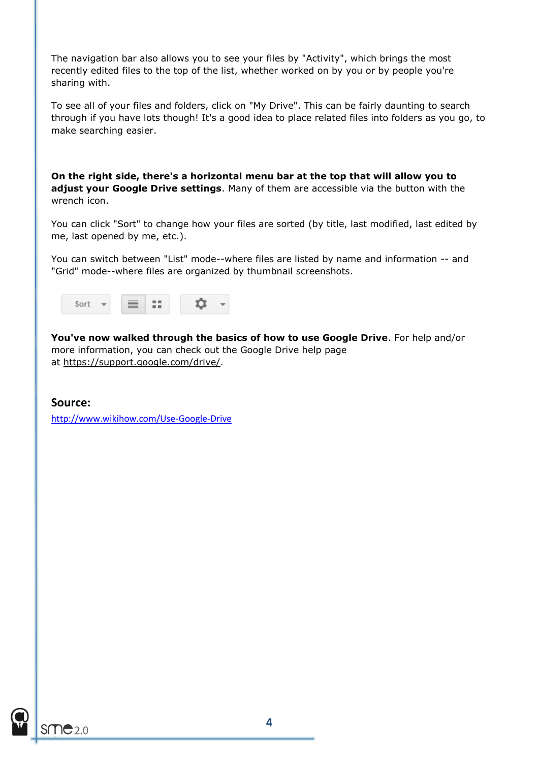The navigation bar also allows you to see your files by "Activity", which brings the most recently edited files to the top of the list, whether worked on by you or by people you're sharing with.

To see all of your files and folders, click on "My Drive". This can be fairly daunting to search through if you have lots though! It's a good idea to place related files into folders as you go, to make searching easier.

**On the right side, there's a horizontal menu bar at the top that will allow you to adjust your Google Drive settings**. Many of them are accessible via the button with the wrench icon.

You can click "Sort" to change how your files are sorted (by title, last modified, last edited by me, last opened by me, etc.).

You can switch between "List" mode--where files are listed by name and information -- and "Grid" mode--where files are organized by thumbnail screenshots.

Sort

**You've now walked through the basics of how to use Google Drive**. For help and/or more information, you can check out the Google Drive help page at https://support.google.com/drive/.

## Source:

http://www.wikihow.com/Use-Google-Drive